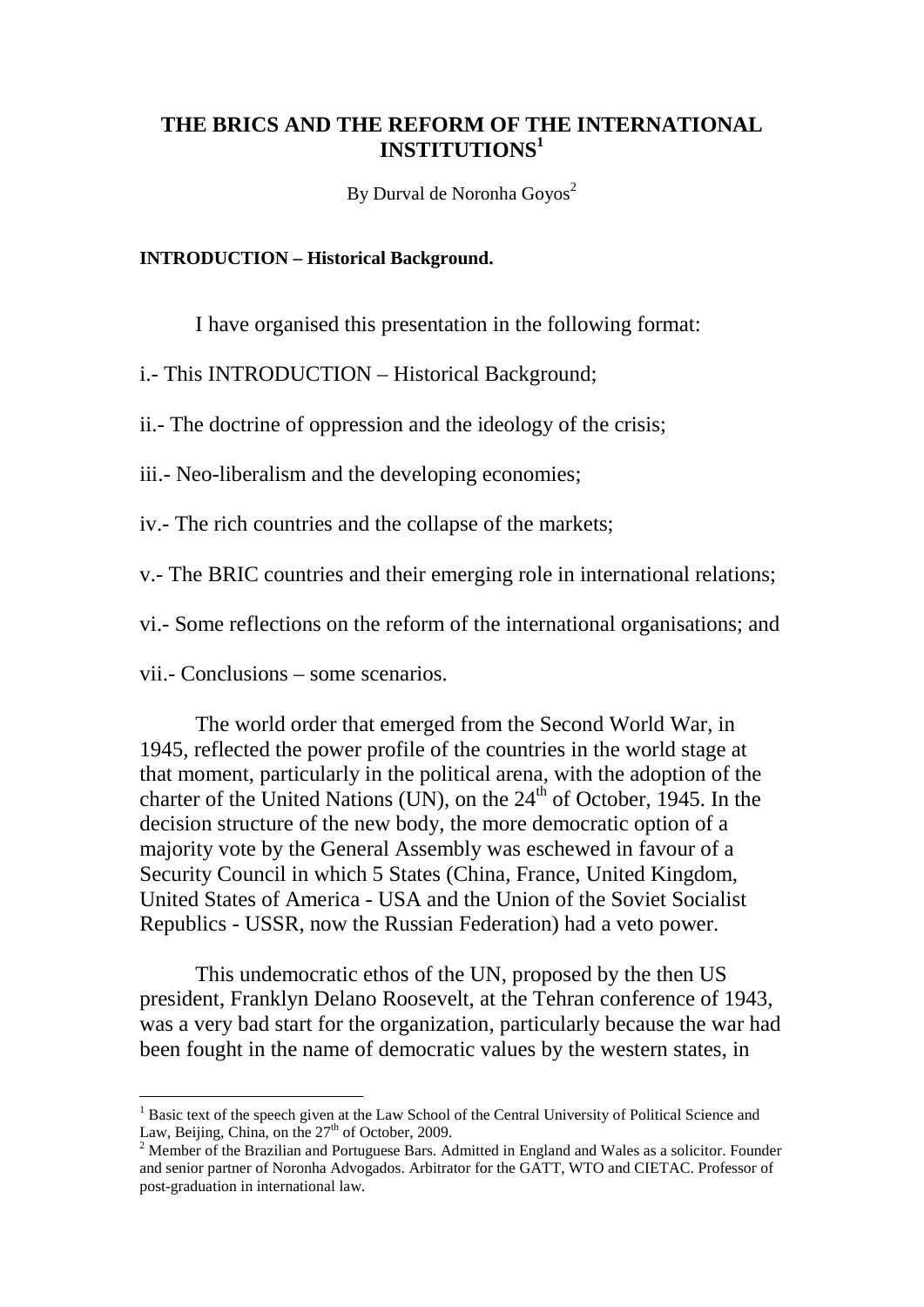# THE BRICS AND THE REFORM OF THE INTERNATIONAL INSTITUTIONS[1]

By Durval de Noronha Goyos[2]

**INTRODUCTION – Historical Background.**

I have organised this presentation in the following format:

i.- This INTRODUCTION – Historical Background;

ii.- The doctrine of oppression and the ideology of the crisis;

iii.- Neo-liberalism and the developing economies;

iv.- The rich countries and the collapse of the markets;

v.- The BRIC countries and their emerging role in international relations;

vi.- Some reflections on the reform of the international organisations; and

vii.- Conclusions – some scenarios.

The world order that emerged from the Second World War, in 1945, reflected the power profile of the countries in the world stage at that moment, particularly in the political arena, with the adoption of the charter of the United Nations (UN), on the 24th of October, 1945. In the decision structure of the new body, the more democratic option of a majority vote by the General Assembly was eschewed in favour of a Security Council in which 5 States (China, France, United Kingdom, United States of America - USA and the Union of the Soviet Socialist Republics - USSR, now the Russian Federation) had a veto power.

This undemocratic ethos of the UN, proposed by the then US president, Franklyn Delano Roosevelt, at the Tehran conference of 1943, was a very bad start for the organization, particularly because the war had been fought in the name of democratic values by the western states, in

---

[1] Basic text of the speech given at the Law School of the Central University of Political Science and Law, Beijing, China, on the 27th of October, 2009.

[2] Member of the Brazilian and Portuguese Bars. Admitted in England and Wales as a solicitor. Founder and senior partner of Noronha Advogados. Arbitrator for the GATT, WTO and CIETAC. Professor of post-graduation in international law.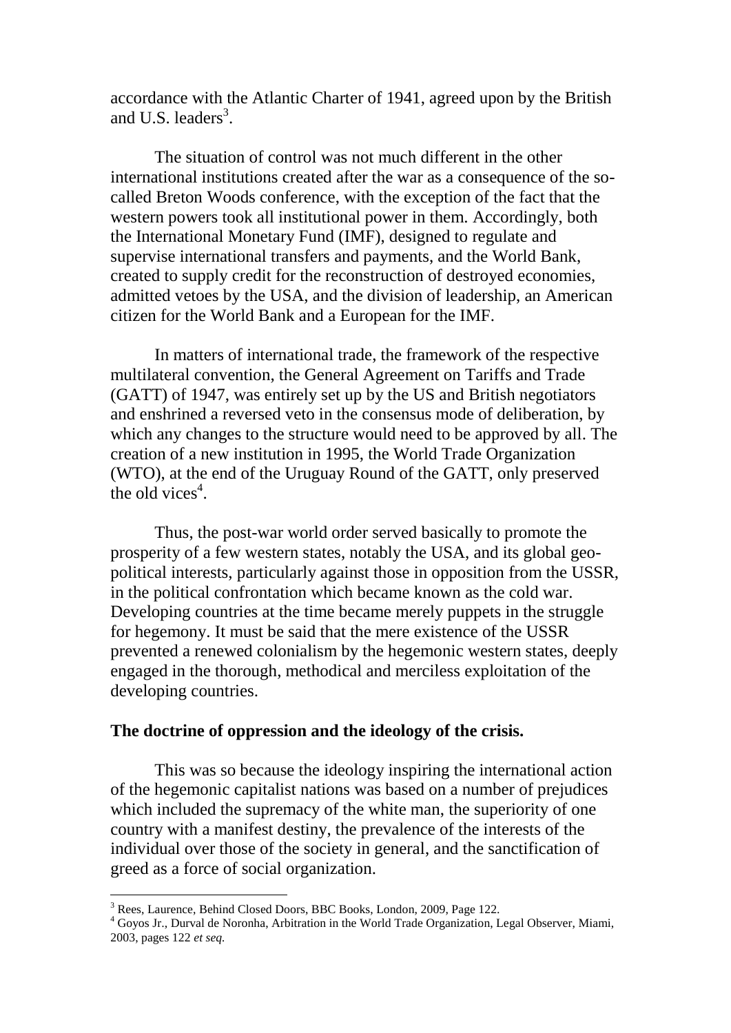accordance with the Atlantic Charter of 1941, agreed upon by the British and U.S. leaders[3].

The situation of control was not much different in the other international institutions created after the war as a consequence of the so-called Breton Woods conference, with the exception of the fact that the western powers took all institutional power in them. Accordingly, both the International Monetary Fund (IMF), designed to regulate and supervise international transfers and payments, and the World Bank, created to supply credit for the reconstruction of destroyed economies, admitted vetoes by the USA, and the division of leadership, an American citizen for the World Bank and a European for the IMF.

In matters of international trade, the framework of the respective multilateral convention, the General Agreement on Tariffs and Trade (GATT) of 1947, was entirely set up by the US and British negotiators and enshrined a reversed veto in the consensus mode of deliberation, by which any changes to the structure would need to be approved by all. The creation of a new institution in 1995, the World Trade Organization (WTO), at the end of the Uruguay Round of the GATT, only preserved the old vices[4].

Thus, the post-war world order served basically to promote the prosperity of a few western states, notably the USA, and its global geo-political interests, particularly against those in opposition from the USSR, in the political confrontation which became known as the cold war. Developing countries at the time became merely puppets in the struggle for hegemony. It must be said that the mere existence of the USSR prevented a renewed colonialism by the hegemonic western states, deeply engaged in the thorough, methodical and merciless exploitation of the developing countries.

**The doctrine of oppression and the ideology of the crisis.**

This was so because the ideology inspiring the international action of the hegemonic capitalist nations was based on a number of prejudices which included the supremacy of the white man, the superiority of one country with a manifest destiny, the prevalence of the interests of the individual over those of the society in general, and the sanctification of greed as a force of social organization.

---

[3] Rees, Laurence, Behind Closed Doors, BBC Books, London, 2009, Page 122.

[4] Goyos Jr., Durval de Noronha, Arbitration in the World Trade Organization, Legal Observer, Miami, 2003, pages 122 *et seq.*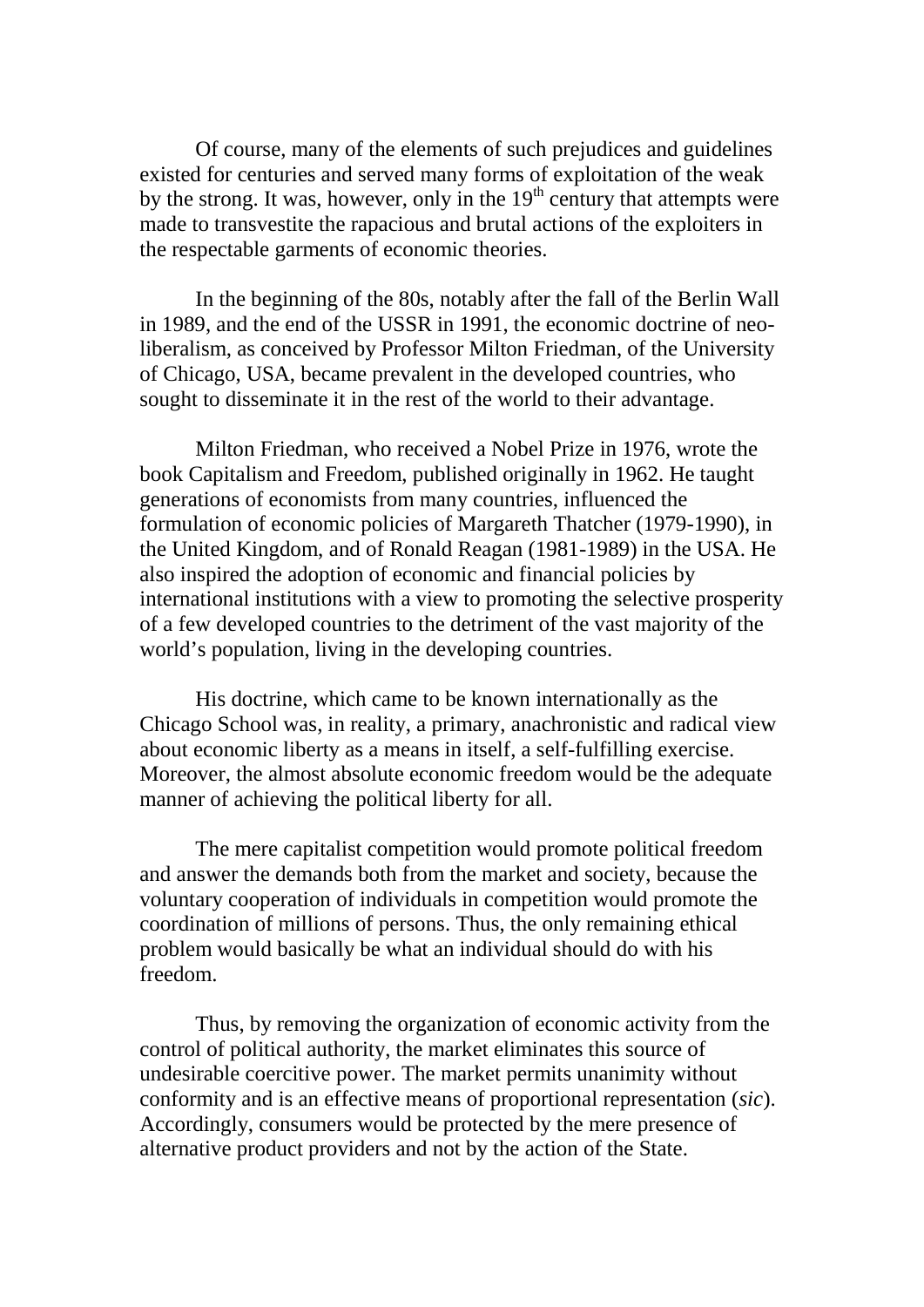Of course, many of the elements of such prejudices and guidelines existed for centuries and served many forms of exploitation of the weak by the strong. It was, however, only in the 19th century that attempts were made to transvestite the rapacious and brutal actions of the exploiters in the respectable garments of economic theories.

In the beginning of the 80s, notably after the fall of the Berlin Wall in 1989, and the end of the USSR in 1991, the economic doctrine of neo-liberalism, as conceived by Professor Milton Friedman, of the University of Chicago, USA, became prevalent in the developed countries, who sought to disseminate it in the rest of the world to their advantage.

Milton Friedman, who received a Nobel Prize in 1976, wrote the book Capitalism and Freedom, published originally in 1962. He taught generations of economists from many countries, influenced the formulation of economic policies of Margareth Thatcher (1979-1990), in the United Kingdom, and of Ronald Reagan (1981-1989) in the USA. He also inspired the adoption of economic and financial policies by international institutions with a view to promoting the selective prosperity of a few developed countries to the detriment of the vast majority of the world's population, living in the developing countries.

His doctrine, which came to be known internationally as the Chicago School was, in reality, a primary, anachronistic and radical view about economic liberty as a means in itself, a self-fulfilling exercise. Moreover, the almost absolute economic freedom would be the adequate manner of achieving the political liberty for all.

The mere capitalist competition would promote political freedom and answer the demands both from the market and society, because the voluntary cooperation of individuals in competition would promote the coordination of millions of persons. Thus, the only remaining ethical problem would basically be what an individual should do with his freedom.

Thus, by removing the organization of economic activity from the control of political authority, the market eliminates this source of undesirable coercitive power. The market permits unanimity without conformity and is an effective means of proportional representation (*sic*). Accordingly, consumers would be protected by the mere presence of alternative product providers and not by the action of the State.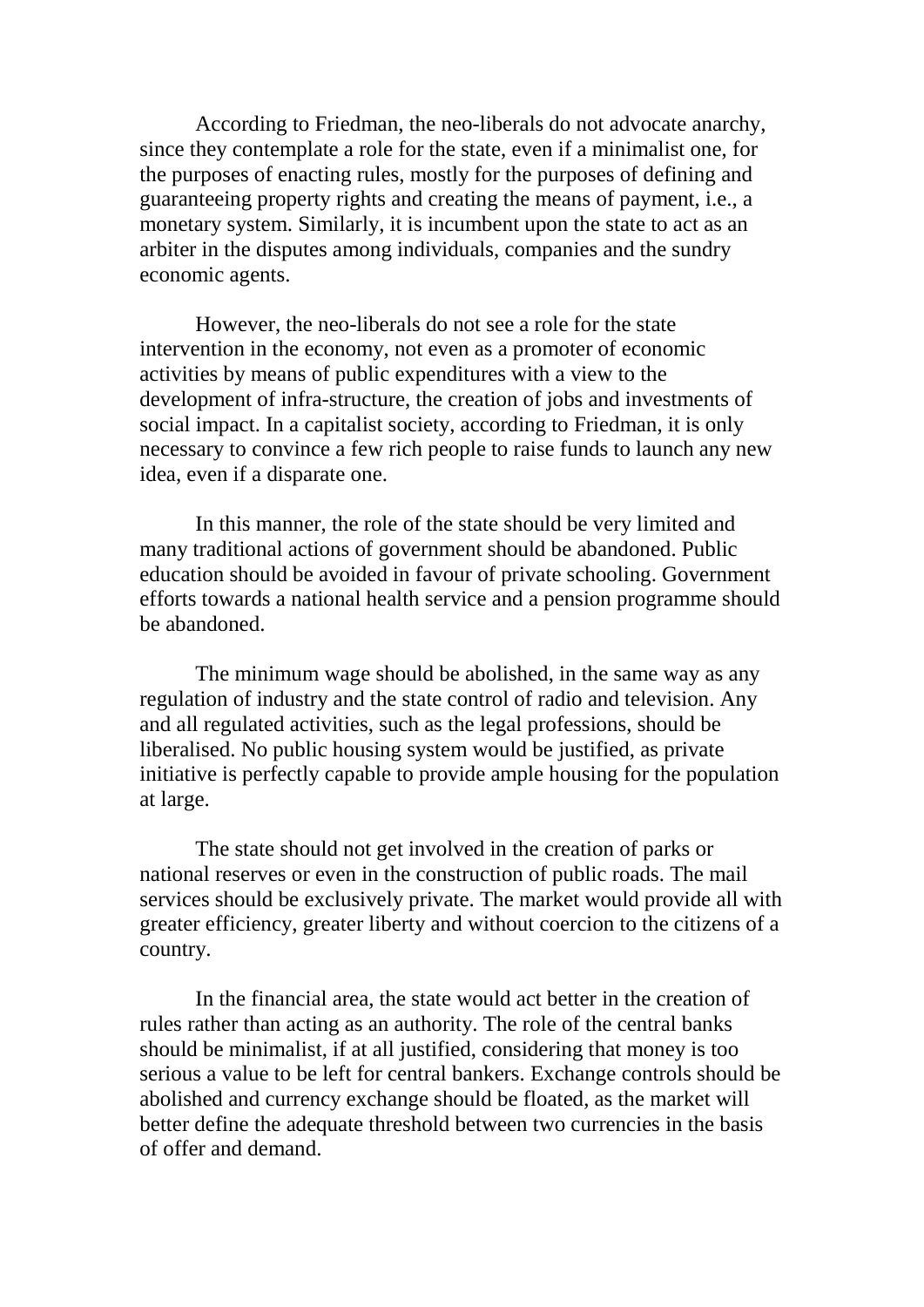According to Friedman, the neo-liberals do not advocate anarchy, since they contemplate a role for the state, even if a minimalist one, for the purposes of enacting rules, mostly for the purposes of defining and guaranteeing property rights and creating the means of payment, i.e., a monetary system. Similarly, it is incumbent upon the state to act as an arbiter in the disputes among individuals, companies and the sundry economic agents.

However, the neo-liberals do not see a role for the state intervention in the economy, not even as a promoter of economic activities by means of public expenditures with a view to the development of infra-structure, the creation of jobs and investments of social impact. In a capitalist society, according to Friedman, it is only necessary to convince a few rich people to raise funds to launch any new idea, even if a disparate one.

In this manner, the role of the state should be very limited and many traditional actions of government should be abandoned. Public education should be avoided in favour of private schooling. Government efforts towards a national health service and a pension programme should be abandoned.

The minimum wage should be abolished, in the same way as any regulation of industry and the state control of radio and television. Any and all regulated activities, such as the legal professions, should be liberalised. No public housing system would be justified, as private initiative is perfectly capable to provide ample housing for the population at large.

The state should not get involved in the creation of parks or national reserves or even in the construction of public roads. The mail services should be exclusively private. The market would provide all with greater efficiency, greater liberty and without coercion to the citizens of a country.

In the financial area, the state would act better in the creation of rules rather than acting as an authority. The role of the central banks should be minimalist, if at all justified, considering that money is too serious a value to be left for central bankers. Exchange controls should be abolished and currency exchange should be floated, as the market will better define the adequate threshold between two currencies in the basis of offer and demand.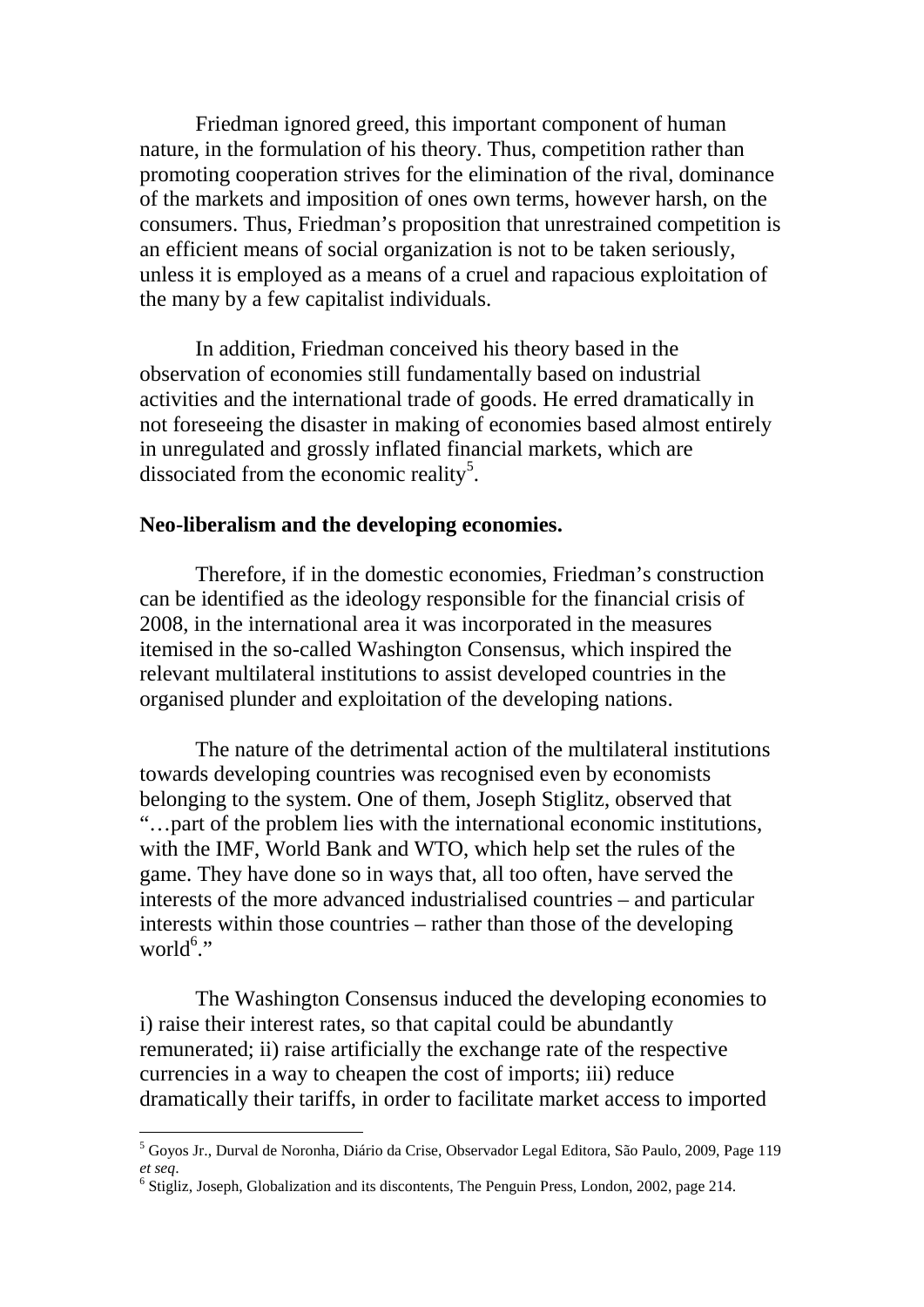Friedman ignored greed, this important component of human nature, in the formulation of his theory. Thus, competition rather than promoting cooperation strives for the elimination of the rival, dominance of the markets and imposition of ones own terms, however harsh, on the consumers. Thus, Friedman's proposition that unrestrained competition is an efficient means of social organization is not to be taken seriously, unless it is employed as a means of a cruel and rapacious exploitation of the many by a few capitalist individuals.

In addition, Friedman conceived his theory based in the observation of economies still fundamentally based on industrial activities and the international trade of goods. He erred dramatically in not foreseeing the disaster in making of economies based almost entirely in unregulated and grossly inflated financial markets, which are dissociated from the economic reality[5].

**Neo-liberalism and the developing economies.**

Therefore, if in the domestic economies, Friedman's construction can be identified as the ideology responsible for the financial crisis of 2008, in the international area it was incorporated in the measures itemised in the so-called Washington Consensus, which inspired the relevant multilateral institutions to assist developed countries in the organised plunder and exploitation of the developing nations.

The nature of the detrimental action of the multilateral institutions towards developing countries was recognised even by economists belonging to the system. One of them, Joseph Stiglitz, observed that "…part of the problem lies with the international economic institutions, with the IMF, World Bank and WTO, which help set the rules of the game. They have done so in ways that, all too often, have served the interests of the more advanced industrialised countries – and particular interests within those countries – rather than those of the developing world[6]."

The Washington Consensus induced the developing economies to i) raise their interest rates, so that capital could be abundantly remunerated; ii) raise artificially the exchange rate of the respective currencies in a way to cheapen the cost of imports; iii) reduce dramatically their tariffs, in order to facilitate market access to imported

---

[5] Goyos Jr., Durval de Noronha, Diário da Crise, Observador Legal Editora, São Paulo, 2009, Page 119 *et seq*.

[6] Stigliz, Joseph, Globalization and its discontents, The Penguin Press, London, 2002, page 214.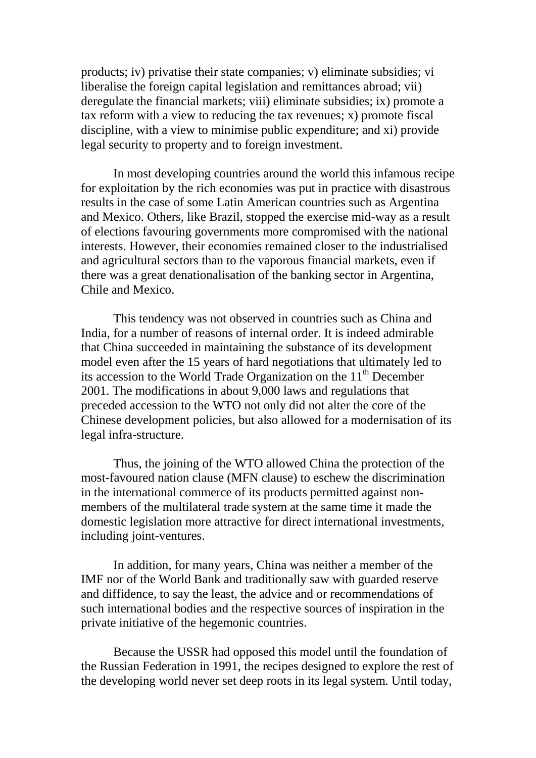products; iv) privatise their state companies; v) eliminate subsidies; vi liberalise the foreign capital legislation and remittances abroad; vii) deregulate the financial markets; viii) eliminate subsidies; ix) promote a tax reform with a view to reducing the tax revenues; x) promote fiscal discipline, with a view to minimise public expenditure; and xi) provide legal security to property and to foreign investment.

In most developing countries around the world this infamous recipe for exploitation by the rich economies was put in practice with disastrous results in the case of some Latin American countries such as Argentina and Mexico. Others, like Brazil, stopped the exercise mid-way as a result of elections favouring governments more compromised with the national interests. However, their economies remained closer to the industrialised and agricultural sectors than to the vaporous financial markets, even if there was a great denationalisation of the banking sector in Argentina, Chile and Mexico.

This tendency was not observed in countries such as China and India, for a number of reasons of internal order. It is indeed admirable that China succeeded in maintaining the substance of its development model even after the 15 years of hard negotiations that ultimately led to its accession to the World Trade Organization on the 11th December 2001. The modifications in about 9,000 laws and regulations that preceded accession to the WTO not only did not alter the core of the Chinese development policies, but also allowed for a modernisation of its legal infra-structure.

Thus, the joining of the WTO allowed China the protection of the most-favoured nation clause (MFN clause) to eschew the discrimination in the international commerce of its products permitted against non-members of the multilateral trade system at the same time it made the domestic legislation more attractive for direct international investments, including joint-ventures.

In addition, for many years, China was neither a member of the IMF nor of the World Bank and traditionally saw with guarded reserve and diffidence, to say the least, the advice and or recommendations of such international bodies and the respective sources of inspiration in the private initiative of the hegemonic countries.

Because the USSR had opposed this model until the foundation of the Russian Federation in 1991, the recipes designed to explore the rest of the developing world never set deep roots in its legal system. Until today,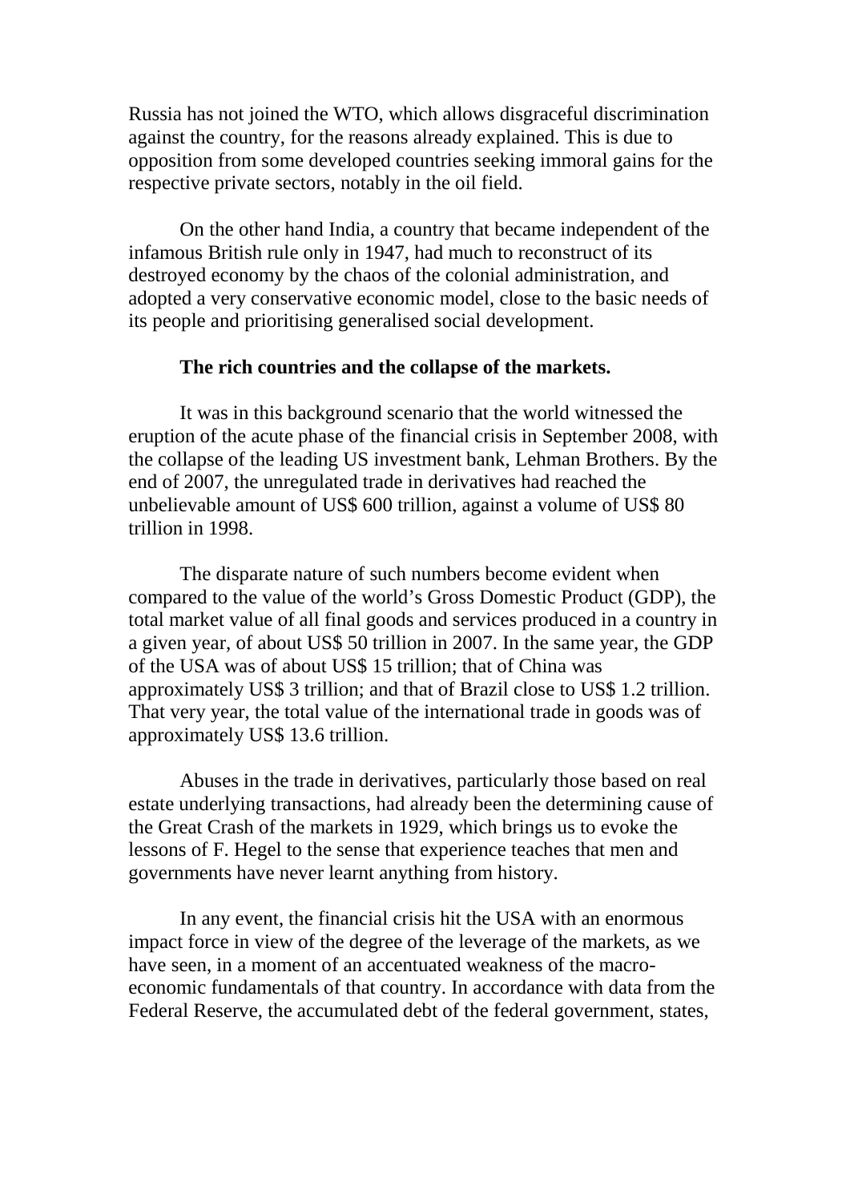Russia has not joined the WTO, which allows disgraceful discrimination against the country, for the reasons already explained. This is due to opposition from some developed countries seeking immoral gains for the respective private sectors, notably in the oil field.

On the other hand India, a country that became independent of the infamous British rule only in 1947, had much to reconstruct of its destroyed economy by the chaos of the colonial administration, and adopted a very conservative economic model, close to the basic needs of its people and prioritising generalised social development.

**The rich countries and the collapse of the markets.**

It was in this background scenario that the world witnessed the eruption of the acute phase of the financial crisis in September 2008, with the collapse of the leading US investment bank, Lehman Brothers. By the end of 2007, the unregulated trade in derivatives had reached the unbelievable amount of US$ 600 trillion, against a volume of US$ 80 trillion in 1998.

The disparate nature of such numbers become evident when compared to the value of the world's Gross Domestic Product (GDP), the total market value of all final goods and services produced in a country in a given year, of about US$ 50 trillion in 2007. In the same year, the GDP of the USA was of about US$ 15 trillion; that of China was approximately US$ 3 trillion; and that of Brazil close to US$ 1.2 trillion. That very year, the total value of the international trade in goods was of approximately US$ 13.6 trillion.

Abuses in the trade in derivatives, particularly those based on real estate underlying transactions, had already been the determining cause of the Great Crash of the markets in 1929, which brings us to evoke the lessons of F. Hegel to the sense that experience teaches that men and governments have never learnt anything from history.

In any event, the financial crisis hit the USA with an enormous impact force in view of the degree of the leverage of the markets, as we have seen, in a moment of an accentuated weakness of the macro-economic fundamentals of that country. In accordance with data from the Federal Reserve, the accumulated debt of the federal government, states,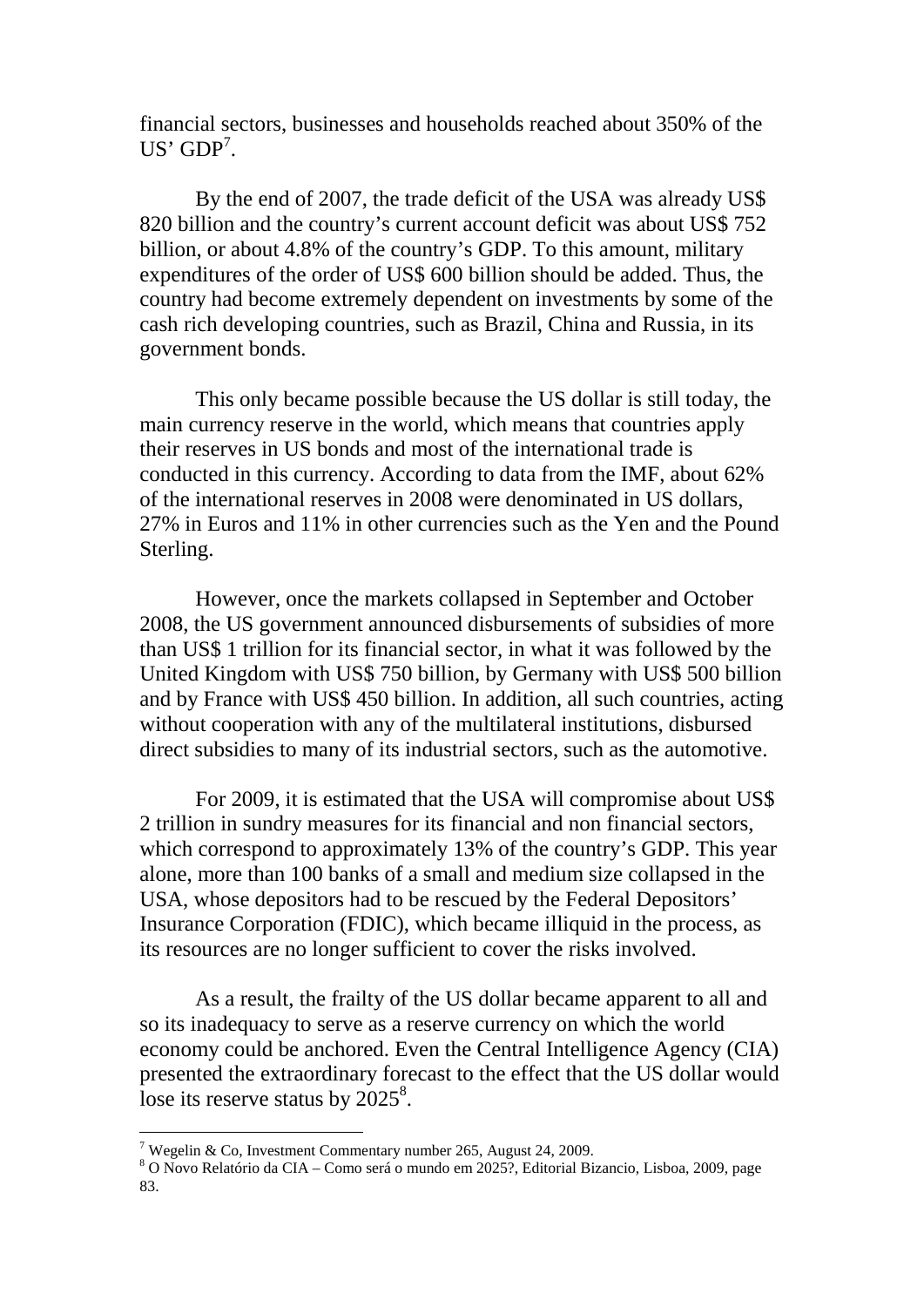financial sectors, businesses and households reached about 350% of the US' GDP[7].

By the end of 2007, the trade deficit of the USA was already US$ 820 billion and the country's current account deficit was about US$ 752 billion, or about 4.8% of the country's GDP. To this amount, military expenditures of the order of US$ 600 billion should be added. Thus, the country had become extremely dependent on investments by some of the cash rich developing countries, such as Brazil, China and Russia, in its government bonds.

This only became possible because the US dollar is still today, the main currency reserve in the world, which means that countries apply their reserves in US bonds and most of the international trade is conducted in this currency. According to data from the IMF, about 62% of the international reserves in 2008 were denominated in US dollars, 27% in Euros and 11% in other currencies such as the Yen and the Pound Sterling.

However, once the markets collapsed in September and October 2008, the US government announced disbursements of subsidies of more than US$ 1 trillion for its financial sector, in what it was followed by the United Kingdom with US$ 750 billion, by Germany with US$ 500 billion and by France with US$ 450 billion. In addition, all such countries, acting without cooperation with any of the multilateral institutions, disbursed direct subsidies to many of its industrial sectors, such as the automotive.

For 2009, it is estimated that the USA will compromise about US$ 2 trillion in sundry measures for its financial and non financial sectors, which correspond to approximately 13% of the country's GDP. This year alone, more than 100 banks of a small and medium size collapsed in the USA, whose depositors had to be rescued by the Federal Depositors' Insurance Corporation (FDIC), which became illiquid in the process, as its resources are no longer sufficient to cover the risks involved.

As a result, the frailty of the US dollar became apparent to all and so its inadequacy to serve as a reserve currency on which the world economy could be anchored. Even the Central Intelligence Agency (CIA) presented the extraordinary forecast to the effect that the US dollar would lose its reserve status by 2025[8].

---

[7] Wegelin & Co, Investment Commentary number 265, August 24, 2009.

[8] O Novo Relatório da CIA – Como será o mundo em 2025?, Editorial Bizancio, Lisboa, 2009, page 83.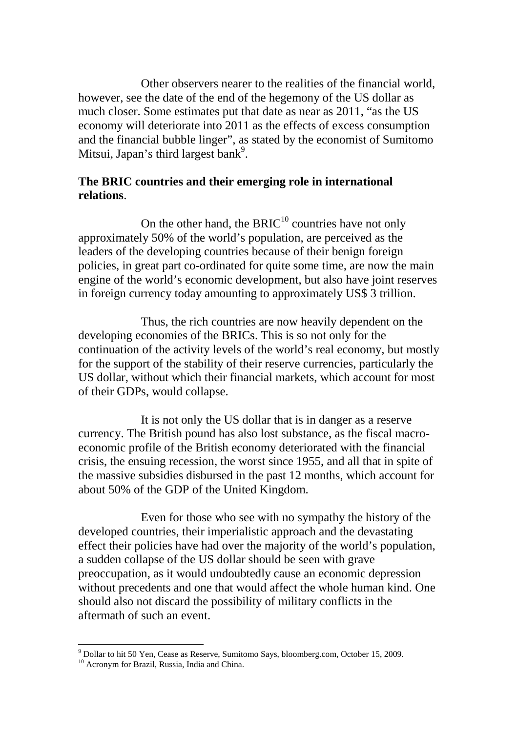Other observers nearer to the realities of the financial world, however, see the date of the end of the hegemony of the US dollar as much closer. Some estimates put that date as near as 2011, "as the US economy will deteriorate into 2011 as the effects of excess consumption and the financial bubble linger", as stated by the economist of Sumitomo Mitsui, Japan's third largest bank[9].

## The BRIC countries and their emerging role in international relations.

On the other hand, the BRIC[10] countries have not only approximately 50% of the world's population, are perceived as the leaders of the developing countries because of their benign foreign policies, in great part co-ordinated for quite some time, are now the main engine of the world's economic development, but also have joint reserves in foreign currency today amounting to approximately US$ 3 trillion.

Thus, the rich countries are now heavily dependent on the developing economies of the BRICs. This is so not only for the continuation of the activity levels of the world's real economy, but mostly for the support of the stability of their reserve currencies, particularly the US dollar, without which their financial markets, which account for most of their GDPs, would collapse.

It is not only the US dollar that is in danger as a reserve currency. The British pound has also lost substance, as the fiscal macro-economic profile of the British economy deteriorated with the financial crisis, the ensuing recession, the worst since 1955, and all that in spite of the massive subsidies disbursed in the past 12 months, which account for about 50% of the GDP of the United Kingdom.

Even for those who see with no sympathy the history of the developed countries, their imperialistic approach and the devastating effect their policies have had over the majority of the world's population, a sudden collapse of the US dollar should be seen with grave preoccupation, as it would undoubtedly cause an economic depression without precedents and one that would affect the whole human kind. One should also not discard the possibility of military conflicts in the aftermath of such an event.

---

[9] Dollar to hit 50 Yen, Cease as Reserve, Sumitomo Says, bloomberg.com, October 15, 2009.

[10] Acronym for Brazil, Russia, India and China.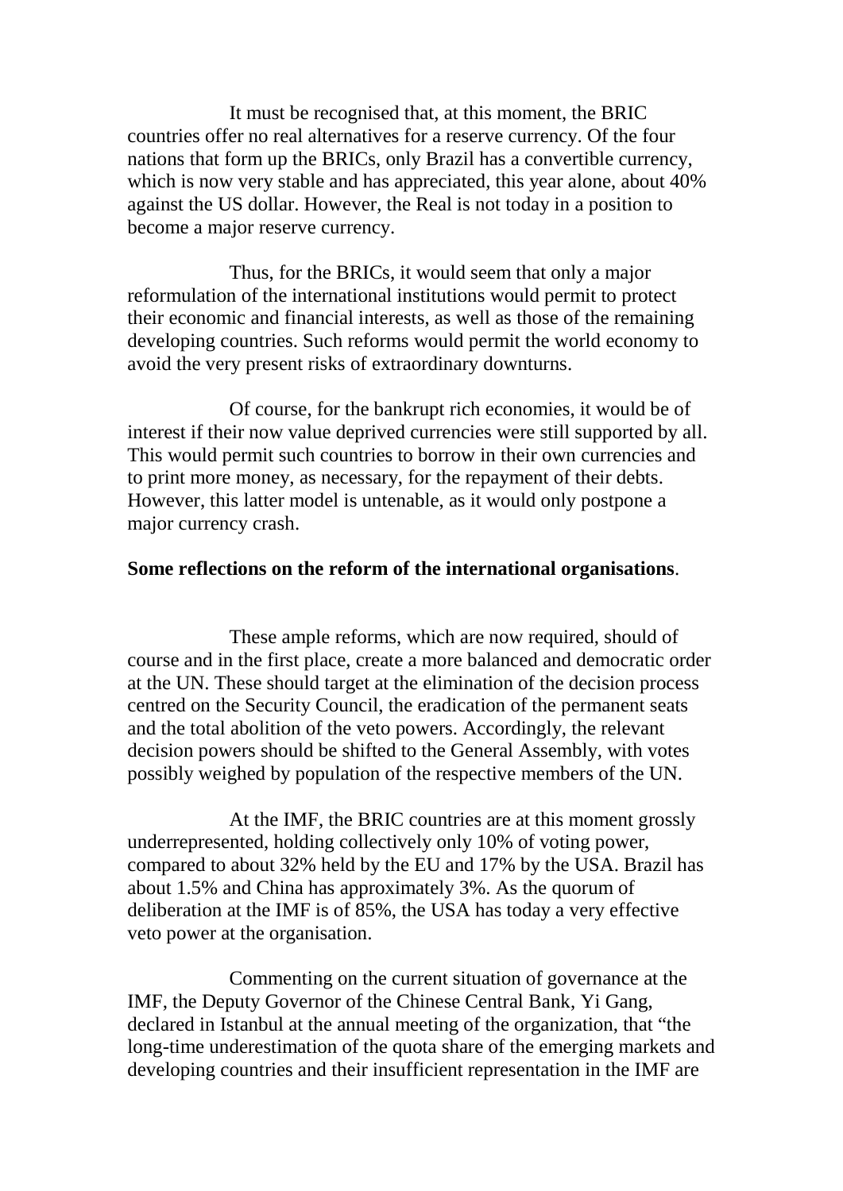It must be recognised that, at this moment, the BRIC countries offer no real alternatives for a reserve currency. Of the four nations that form up the BRICs, only Brazil has a convertible currency, which is now very stable and has appreciated, this year alone, about 40% against the US dollar. However, the Real is not today in a position to become a major reserve currency.

Thus, for the BRICs, it would seem that only a major reformulation of the international institutions would permit to protect their economic and financial interests, as well as those of the remaining developing countries. Such reforms would permit the world economy to avoid the very present risks of extraordinary downturns.

Of course, for the bankrupt rich economies, it would be of interest if their now value deprived currencies were still supported by all. This would permit such countries to borrow in their own currencies and to print more money, as necessary, for the repayment of their debts. However, this latter model is untenable, as it would only postpone a major currency crash.

**Some reflections on the reform of the international organisations**.

These ample reforms, which are now required, should of course and in the first place, create a more balanced and democratic order at the UN. These should target at the elimination of the decision process centred on the Security Council, the eradication of the permanent seats and the total abolition of the veto powers. Accordingly, the relevant decision powers should be shifted to the General Assembly, with votes possibly weighed by population of the respective members of the UN.

At the IMF, the BRIC countries are at this moment grossly underrepresented, holding collectively only 10% of voting power, compared to about 32% held by the EU and 17% by the USA. Brazil has about 1.5% and China has approximately 3%. As the quorum of deliberation at the IMF is of 85%, the USA has today a very effective veto power at the organisation.

Commenting on the current situation of governance at the IMF, the Deputy Governor of the Chinese Central Bank, Yi Gang, declared in Istanbul at the annual meeting of the organization, that "the long-time underestimation of the quota share of the emerging markets and developing countries and their insufficient representation in the IMF are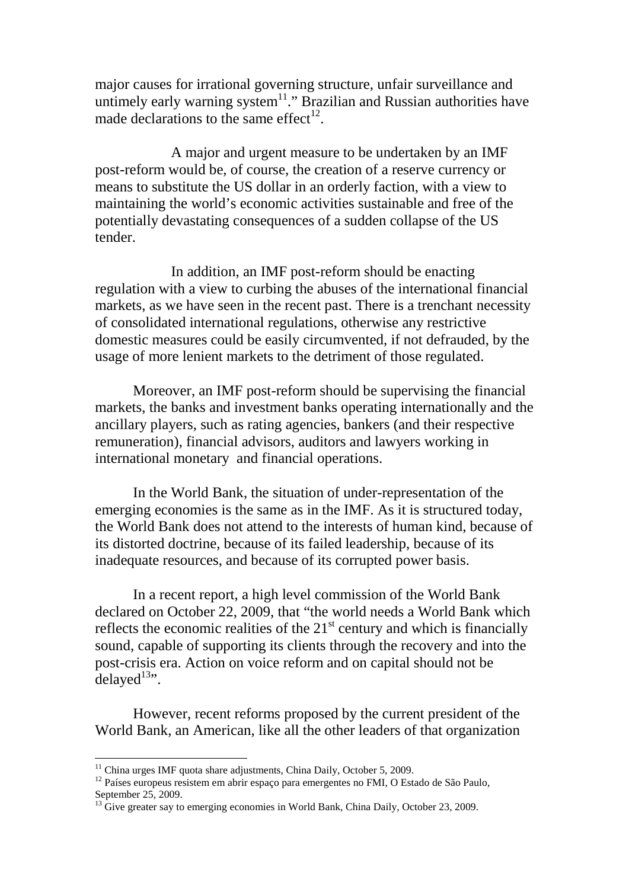major causes for irrational governing structure, unfair surveillance and untimely early warning system[11]." Brazilian and Russian authorities have made declarations to the same effect[12].

A major and urgent measure to be undertaken by an IMF post-reform would be, of course, the creation of a reserve currency or means to substitute the US dollar in an orderly faction, with a view to maintaining the world's economic activities sustainable and free of the potentially devastating consequences of a sudden collapse of the US tender.

In addition, an IMF post-reform should be enacting regulation with a view to curbing the abuses of the international financial markets, as we have seen in the recent past. There is a trenchant necessity of consolidated international regulations, otherwise any restrictive domestic measures could be easily circumvented, if not defrauded, by the usage of more lenient markets to the detriment of those regulated.

Moreover, an IMF post-reform should be supervising the financial markets, the banks and investment banks operating internationally and the ancillary players, such as rating agencies, bankers (and their respective remuneration), financial advisors, auditors and lawyers working in international monetary and financial operations.

In the World Bank, the situation of under-representation of the emerging economies is the same as in the IMF. As it is structured today, the World Bank does not attend to the interests of human kind, because of its distorted doctrine, because of its failed leadership, because of its inadequate resources, and because of its corrupted power basis.

In a recent report, a high level commission of the World Bank declared on October 22, 2009, that "the world needs a World Bank which reflects the economic realities of the 21st century and which is financially sound, capable of supporting its clients through the recovery and into the post-crisis era. Action on voice reform and on capital should not be delayed[13]".

However, recent reforms proposed by the current president of the World Bank, an American, like all the other leaders of that organization

---

[11] China urges IMF quota share adjustments, China Daily, October 5, 2009.

[12] Países europeus resistem em abrir espaço para emergentes no FMI, O Estado de São Paulo, September 25, 2009.

[13] Give greater say to emerging economies in World Bank, China Daily, October 23, 2009.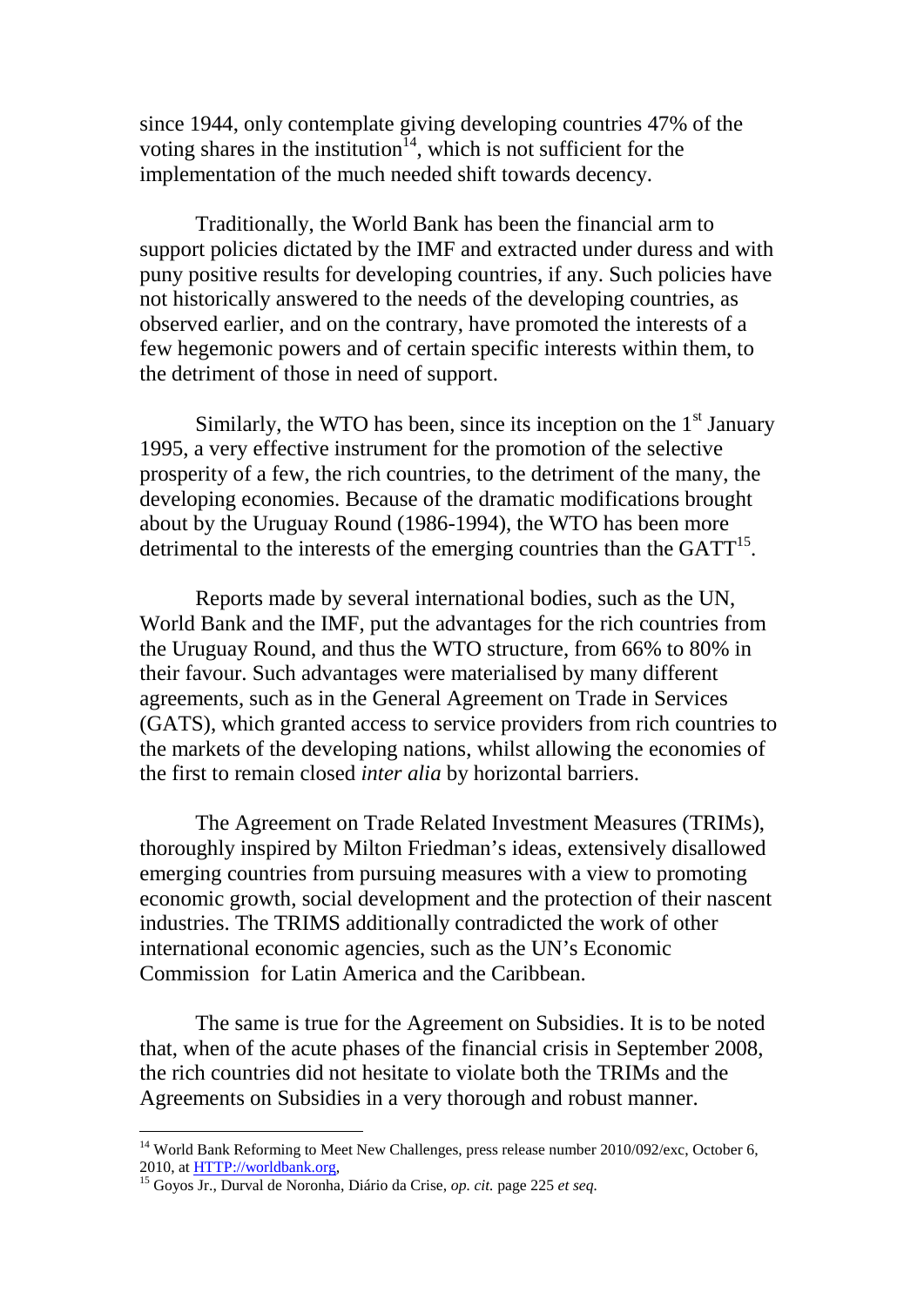since 1944, only contemplate giving developing countries 47% of the voting shares in the institution[14], which is not sufficient for the implementation of the much needed shift towards decency.

Traditionally, the World Bank has been the financial arm to support policies dictated by the IMF and extracted under duress and with puny positive results for developing countries, if any. Such policies have not historically answered to the needs of the developing countries, as observed earlier, and on the contrary, have promoted the interests of a few hegemonic powers and of certain specific interests within them, to the detriment of those in need of support.

Similarly, the WTO has been, since its inception on the 1st January 1995, a very effective instrument for the promotion of the selective prosperity of a few, the rich countries, to the detriment of the many, the developing economies. Because of the dramatic modifications brought about by the Uruguay Round (1986-1994), the WTO has been more detrimental to the interests of the emerging countries than the GATT[15].

Reports made by several international bodies, such as the UN, World Bank and the IMF, put the advantages for the rich countries from the Uruguay Round, and thus the WTO structure, from 66% to 80% in their favour. Such advantages were materialised by many different agreements, such as in the General Agreement on Trade in Services (GATS), which granted access to service providers from rich countries to the markets of the developing nations, whilst allowing the economies of the first to remain closed *inter alia* by horizontal barriers.

The Agreement on Trade Related Investment Measures (TRIMs), thoroughly inspired by Milton Friedman's ideas, extensively disallowed emerging countries from pursuing measures with a view to promoting economic growth, social development and the protection of their nascent industries. The TRIMS additionally contradicted the work of other international economic agencies, such as the UN's Economic Commission for Latin America and the Caribbean.

The same is true for the Agreement on Subsidies. It is to be noted that, when of the acute phases of the financial crisis in September 2008, the rich countries did not hesitate to violate both the TRIMs and the Agreements on Subsidies in a very thorough and robust manner.

---

[14] World Bank Reforming to Meet New Challenges, press release number 2010/092/exc, October 6, 2010, at HTTP://worldbank.org,

[15] Goyos Jr., Durval de Noronha, Diário da Crise, *op. cit.* page 225 *et seq.*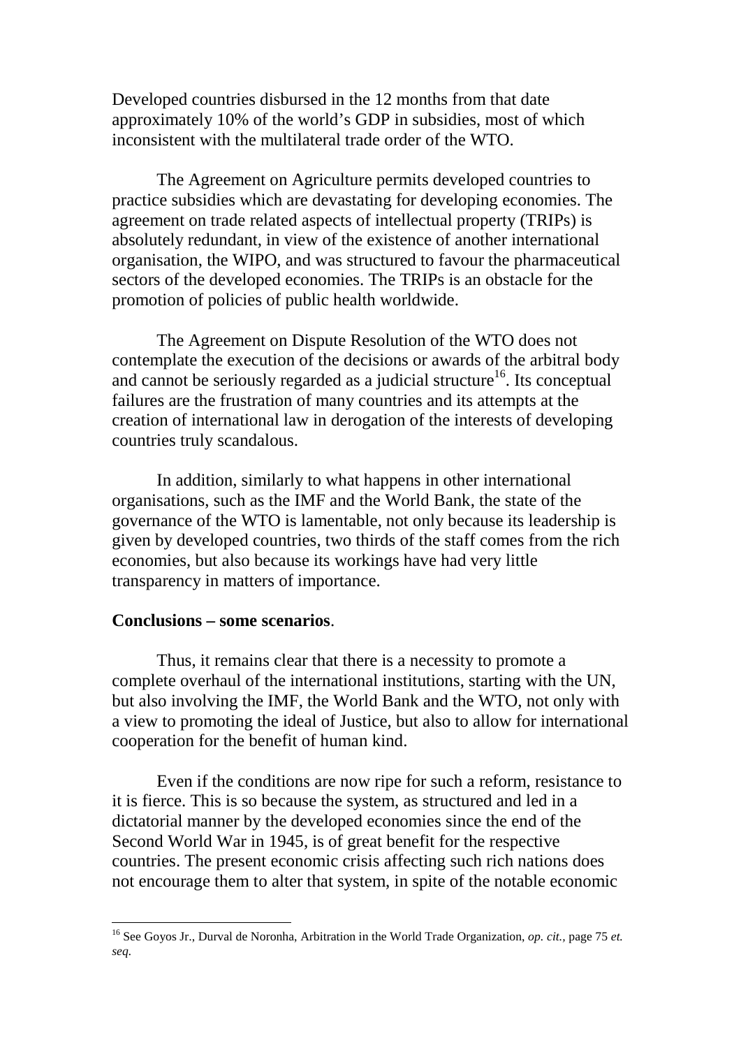Developed countries disbursed in the 12 months from that date approximately 10% of the world's GDP in subsidies, most of which inconsistent with the multilateral trade order of the WTO.

The Agreement on Agriculture permits developed countries to practice subsidies which are devastating for developing economies. The agreement on trade related aspects of intellectual property (TRIPs) is absolutely redundant, in view of the existence of another international organisation, the WIPO, and was structured to favour the pharmaceutical sectors of the developed economies. The TRIPs is an obstacle for the promotion of policies of public health worldwide.

The Agreement on Dispute Resolution of the WTO does not contemplate the execution of the decisions or awards of the arbitral body and cannot be seriously regarded as a judicial structure[16]. Its conceptual failures are the frustration of many countries and its attempts at the creation of international law in derogation of the interests of developing countries truly scandalous.

In addition, similarly to what happens in other international organisations, such as the IMF and the World Bank, the state of the governance of the WTO is lamentable, not only because its leadership is given by developed countries, two thirds of the staff comes from the rich economies, but also because its workings have had very little transparency in matters of importance.

**Conclusions – some scenarios**.

Thus, it remains clear that there is a necessity to promote a complete overhaul of the international institutions, starting with the UN, but also involving the IMF, the World Bank and the WTO, not only with a view to promoting the ideal of Justice, but also to allow for international cooperation for the benefit of human kind.

Even if the conditions are now ripe for such a reform, resistance to it is fierce. This is so because the system, as structured and led in a dictatorial manner by the developed economies since the end of the Second World War in 1945, is of great benefit for the respective countries. The present economic crisis affecting such rich nations does not encourage them to alter that system, in spite of the notable economic

[16] See Goyos Jr., Durval de Noronha, Arbitration in the World Trade Organization, *op. cit.,* page 75 *et. seq.*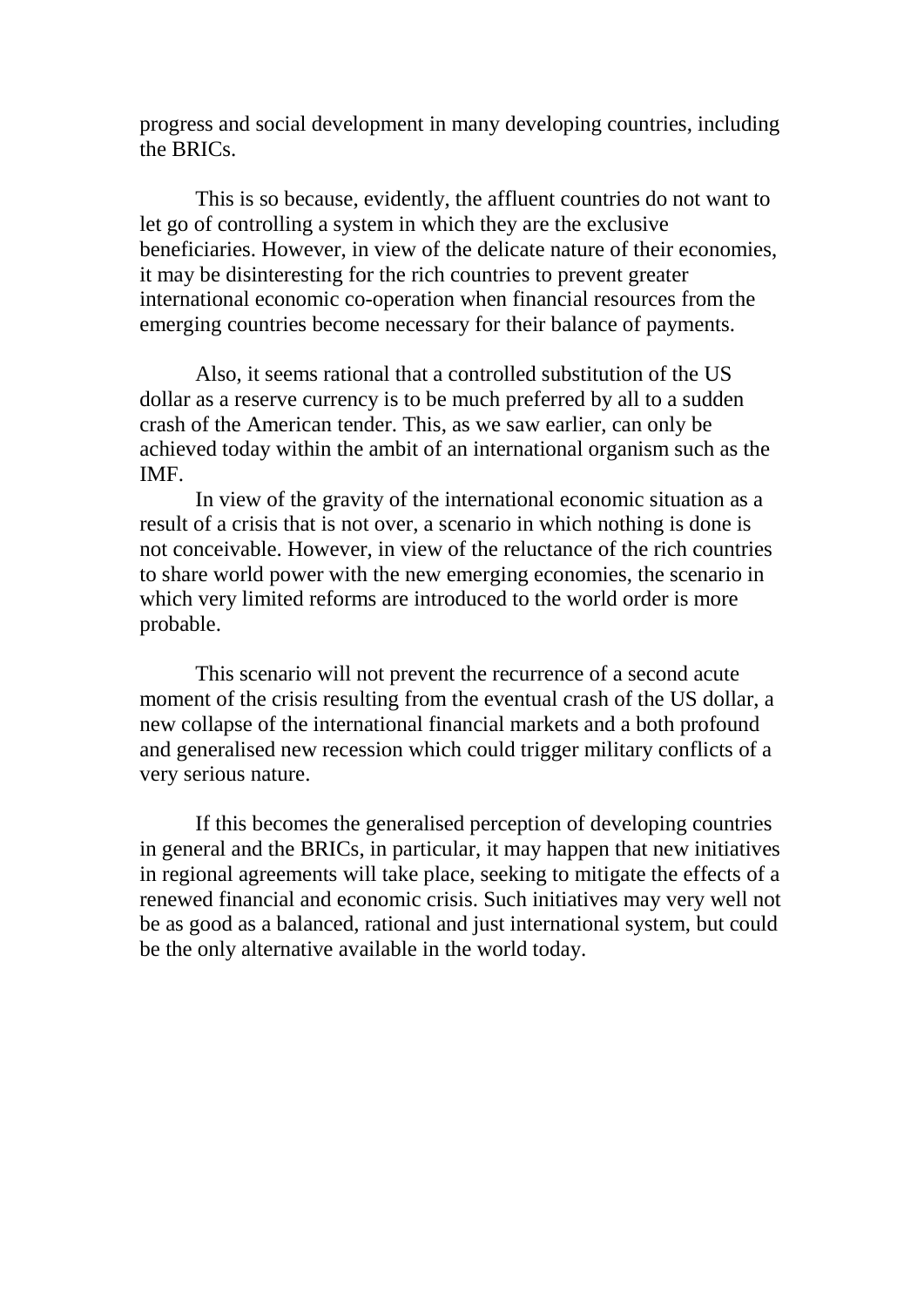progress and social development in many developing countries, including the BRICs.

This is so because, evidently, the affluent countries do not want to let go of controlling a system in which they are the exclusive beneficiaries. However, in view of the delicate nature of their economies, it may be disinteresting for the rich countries to prevent greater international economic co-operation when financial resources from the emerging countries become necessary for their balance of payments.

Also, it seems rational that a controlled substitution of the US dollar as a reserve currency is to be much preferred by all to a sudden crash of the American tender. This, as we saw earlier, can only be achieved today within the ambit of an international organism such as the IMF.

In view of the gravity of the international economic situation as a result of a crisis that is not over, a scenario in which nothing is done is not conceivable. However, in view of the reluctance of the rich countries to share world power with the new emerging economies, the scenario in which very limited reforms are introduced to the world order is more probable.

This scenario will not prevent the recurrence of a second acute moment of the crisis resulting from the eventual crash of the US dollar, a new collapse of the international financial markets and a both profound and generalised new recession which could trigger military conflicts of a very serious nature.

If this becomes the generalised perception of developing countries in general and the BRICs, in particular, it may happen that new initiatives in regional agreements will take place, seeking to mitigate the effects of a renewed financial and economic crisis. Such initiatives may very well not be as good as a balanced, rational and just international system, but could be the only alternative available in the world today.